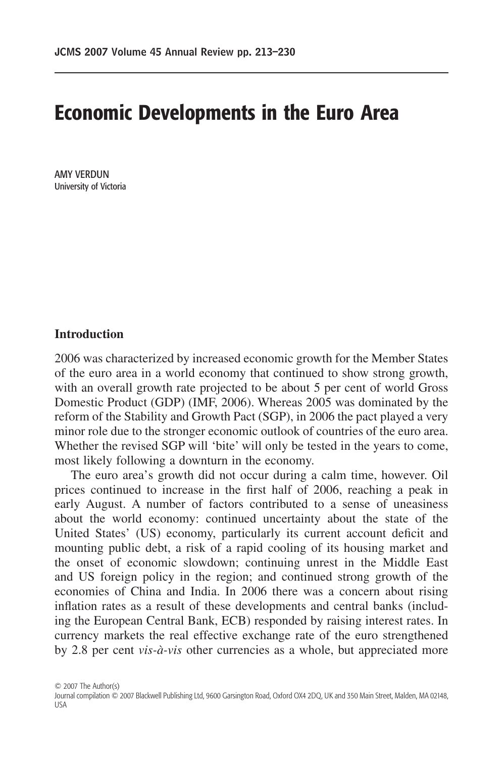# Economic Developments in the Euro Area

AMY VERDUN
University of Victoria

## Introduction

2006 was characterized by increased economic growth for the Member States of the euro area in a world economy that continued to show strong growth, with an overall growth rate projected to be about 5 per cent of world Gross Domestic Product (GDP) (IMF, 2006). Whereas 2005 was dominated by the reform of the Stability and Growth Pact (SGP), in 2006 the pact played a very minor role due to the stronger economic outlook of countries of the euro area. Whether the revised SGP will 'bite' will only be tested in the years to come, most likely following a downturn in the economy.

The euro area's growth did not occur during a calm time, however. Oil prices continued to increase in the first half of 2006, reaching a peak in early August. A number of factors contributed to a sense of uneasiness about the world economy: continued uncertainty about the state of the United States' (US) economy, particularly its current account deficit and mounting public debt, a risk of a rapid cooling of its housing market and the onset of economic slowdown; continuing unrest in the Middle East and US foreign policy in the region; and continued strong growth of the economies of China and India. In 2006 there was a concern about rising inflation rates as a result of these developments and central banks (including the European Central Bank, ECB) responded by raising interest rates. In currency markets the real effective exchange rate of the euro strengthened by 2.8 per cent *vis-à-vis* other currencies as a whole, but appreciated more

© 2007 The Author(s)
Journal compilation © 2007 Blackwell Publishing Ltd, 9600 Garsington Road, Oxford OX4 2DQ, UK and 350 Main Street, Malden, MA 02148, USA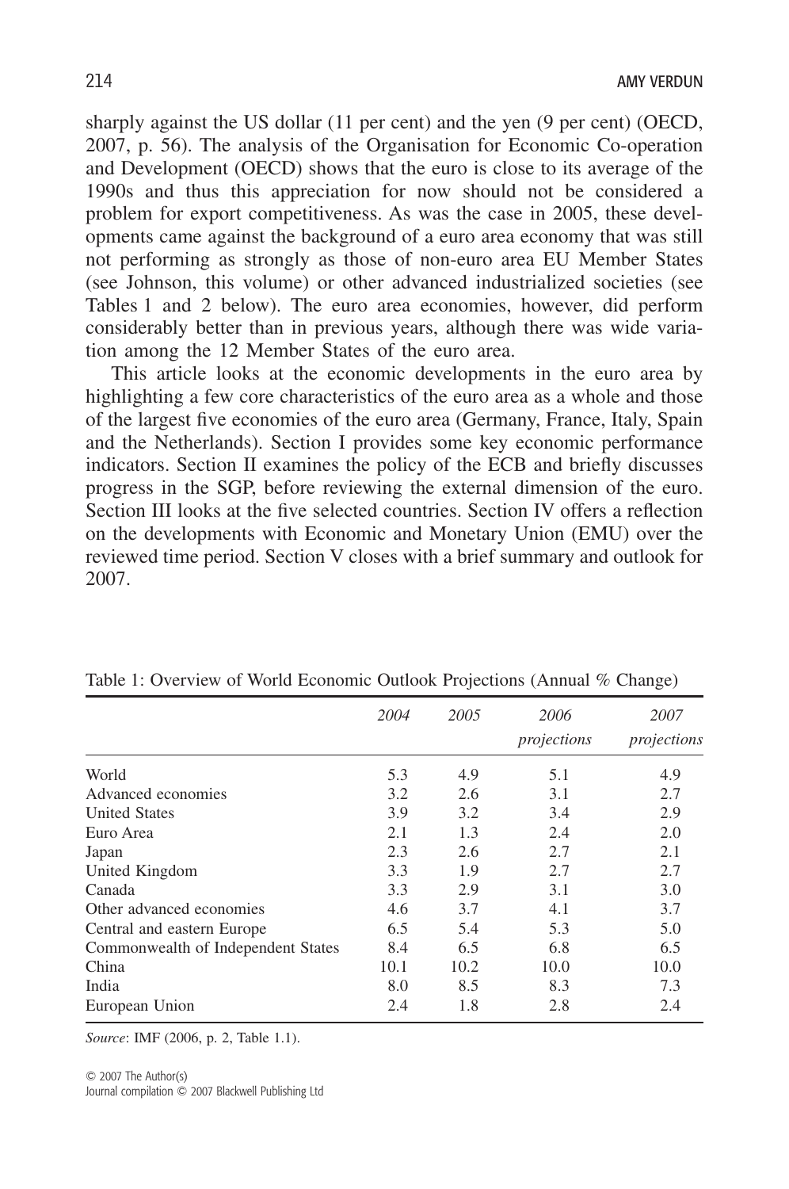sharply against the US dollar (11 per cent) and the yen (9 per cent) (OECD, 2007, p. 56). The analysis of the Organisation for Economic Co-operation and Development (OECD) shows that the euro is close to its average of the 1990s and thus this appreciation for now should not be considered a problem for export competitiveness. As was the case in 2005, these developments came against the background of a euro area economy that was still not performing as strongly as those of non-euro area EU Member States (see Johnson, this volume) or other advanced industrialized societies (see Tables 1 and 2 below). The euro area economies, however, did perform considerably better than in previous years, although there was wide variation among the 12 Member States of the euro area.

This article looks at the economic developments in the euro area by highlighting a few core characteristics of the euro area as a whole and those of the largest five economies of the euro area (Germany, France, Italy, Spain and the Netherlands). Section I provides some key economic performance indicators. Section II examines the policy of the ECB and briefly discusses progress in the SGP, before reviewing the external dimension of the euro. Section III looks at the five selected countries. Section IV offers a reflection on the developments with Economic and Monetary Union (EMU) over the reviewed time period. Section V closes with a brief summary and outlook for 2007.

Table 1: Overview of World Economic Outlook Projections (Annual % Change)

| | *2004* | *2005* | *2006 projections* | *2007 projections* |
|---|---|---|---|---|
| World | 5.3 | 4.9 | 5.1 | 4.9 |
| Advanced economies | 3.2 | 2.6 | 3.1 | 2.7 |
| United States | 3.9 | 3.2 | 3.4 | 2.9 |
| Euro Area | 2.1 | 1.3 | 2.4 | 2.0 |
| Japan | 2.3 | 2.6 | 2.7 | 2.1 |
| United Kingdom | 3.3 | 1.9 | 2.7 | 2.7 |
| Canada | 3.3 | 2.9 | 3.1 | 3.0 |
| Other advanced economies | 4.6 | 3.7 | 4.1 | 3.7 |
| Central and eastern Europe | 6.5 | 5.4 | 5.3 | 5.0 |
| Commonwealth of Independent States | 8.4 | 6.5 | 6.8 | 6.5 |
| China | 10.1 | 10.2 | 10.0 | 10.0 |
| India | 8.0 | 8.5 | 8.3 | 7.3 |
| European Union | 2.4 | 1.8 | 2.8 | 2.4 |

*Source*: IMF (2006, p. 2, Table 1.1).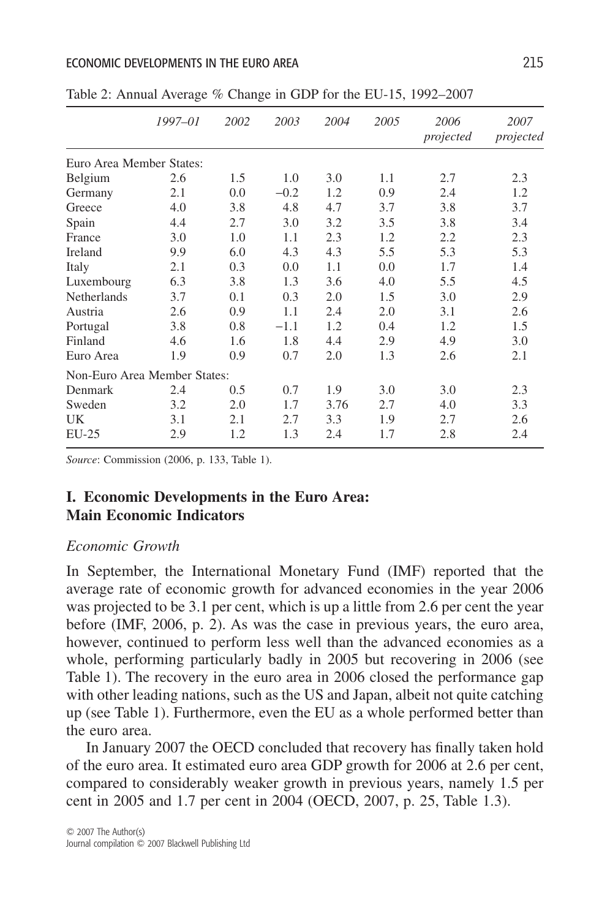Table 2: Annual Average % Change in GDP for the EU-15, 1992–2007

| | *1997–01* | *2002* | *2003* | *2004* | *2005* | *2006 projected* | *2007 projected* |
|---|---|---|---|---|---|---|---|
| Euro Area Member States: | | | | | | | |
| Belgium | 2.6 | 1.5 | 1.0 | 3.0 | 1.1 | 2.7 | 2.3 |
| Germany | 2.1 | 0.0 | −0.2 | 1.2 | 0.9 | 2.4 | 1.2 |
| Greece | 4.0 | 3.8 | 4.8 | 4.7 | 3.7 | 3.8 | 3.7 |
| Spain | 4.4 | 2.7 | 3.0 | 3.2 | 3.5 | 3.8 | 3.4 |
| France | 3.0 | 1.0 | 1.1 | 2.3 | 1.2 | 2.2 | 2.3 |
| Ireland | 9.9 | 6.0 | 4.3 | 4.3 | 5.5 | 5.3 | 5.3 |
| Italy | 2.1 | 0.3 | 0.0 | 1.1 | 0.0 | 1.7 | 1.4 |
| Luxembourg | 6.3 | 3.8 | 1.3 | 3.6 | 4.0 | 5.5 | 4.5 |
| Netherlands | 3.7 | 0.1 | 0.3 | 2.0 | 1.5 | 3.0 | 2.9 |
| Austria | 2.6 | 0.9 | 1.1 | 2.4 | 2.0 | 3.1 | 2.6 |
| Portugal | 3.8 | 0.8 | −1.1 | 1.2 | 0.4 | 1.2 | 1.5 |
| Finland | 4.6 | 1.6 | 1.8 | 4.4 | 2.9 | 4.9 | 3.0 |
| Euro Area | 1.9 | 0.9 | 0.7 | 2.0 | 1.3 | 2.6 | 2.1 |
| Non-Euro Area Member States: | | | | | | | |
| Denmark | 2.4 | 0.5 | 0.7 | 1.9 | 3.0 | 3.0 | 2.3 |
| Sweden | 3.2 | 2.0 | 1.7 | 3.76 | 2.7 | 4.0 | 3.3 |
| UK | 3.1 | 2.1 | 2.7 | 3.3 | 1.9 | 2.7 | 2.6 |
| EU-25 | 2.9 | 1.2 | 1.3 | 2.4 | 1.7 | 2.8 | 2.4 |

*Source*: Commission (2006, p. 133, Table 1).

## I. Economic Developments in the Euro Area: Main Economic Indicators

### *Economic Growth*

In September, the International Monetary Fund (IMF) reported that the average rate of economic growth for advanced economies in the year 2006 was projected to be 3.1 per cent, which is up a little from 2.6 per cent the year before (IMF, 2006, p. 2). As was the case in previous years, the euro area, however, continued to perform less well than the advanced economies as a whole, performing particularly badly in 2005 but recovering in 2006 (see Table 1). The recovery in the euro area in 2006 closed the performance gap with other leading nations, such as the US and Japan, albeit not quite catching up (see Table 1). Furthermore, even the EU as a whole performed better than the euro area.

In January 2007 the OECD concluded that recovery has finally taken hold of the euro area. It estimated euro area GDP growth for 2006 at 2.6 per cent, compared to considerably weaker growth in previous years, namely 1.5 per cent in 2005 and 1.7 per cent in 2004 (OECD, 2007, p. 25, Table 1.3).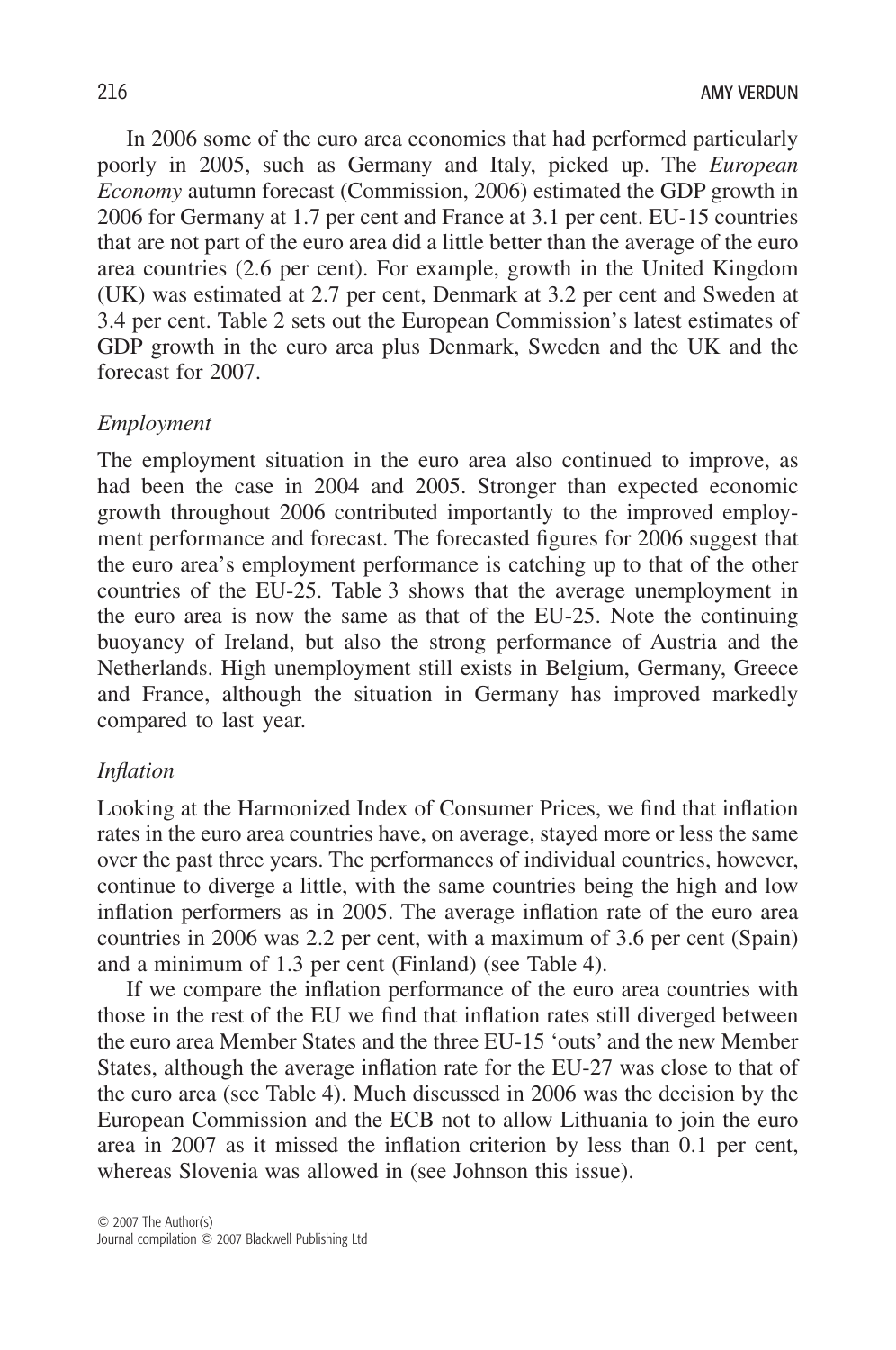In 2006 some of the euro area economies that had performed particularly poorly in 2005, such as Germany and Italy, picked up. The *European Economy* autumn forecast (Commission, 2006) estimated the GDP growth in 2006 for Germany at 1.7 per cent and France at 3.1 per cent. EU-15 countries that are not part of the euro area did a little better than the average of the euro area countries (2.6 per cent). For example, growth in the United Kingdom (UK) was estimated at 2.7 per cent, Denmark at 3.2 per cent and Sweden at 3.4 per cent. Table 2 sets out the European Commission's latest estimates of GDP growth in the euro area plus Denmark, Sweden and the UK and the forecast for 2007.

### *Employment*

The employment situation in the euro area also continued to improve, as had been the case in 2004 and 2005. Stronger than expected economic growth throughout 2006 contributed importantly to the improved employment performance and forecast. The forecasted figures for 2006 suggest that the euro area's employment performance is catching up to that of the other countries of the EU-25. Table 3 shows that the average unemployment in the euro area is now the same as that of the EU-25. Note the continuing buoyancy of Ireland, but also the strong performance of Austria and the Netherlands. High unemployment still exists in Belgium, Germany, Greece and France, although the situation in Germany has improved markedly compared to last year.

### *Inflation*

Looking at the Harmonized Index of Consumer Prices, we find that inflation rates in the euro area countries have, on average, stayed more or less the same over the past three years. The performances of individual countries, however, continue to diverge a little, with the same countries being the high and low inflation performers as in 2005. The average inflation rate of the euro area countries in 2006 was 2.2 per cent, with a maximum of 3.6 per cent (Spain) and a minimum of 1.3 per cent (Finland) (see Table 4).

If we compare the inflation performance of the euro area countries with those in the rest of the EU we find that inflation rates still diverged between the euro area Member States and the three EU-15 'outs' and the new Member States, although the average inflation rate for the EU-27 was close to that of the euro area (see Table 4). Much discussed in 2006 was the decision by the European Commission and the ECB not to allow Lithuania to join the euro area in 2007 as it missed the inflation criterion by less than 0.1 per cent, whereas Slovenia was allowed in (see Johnson this issue).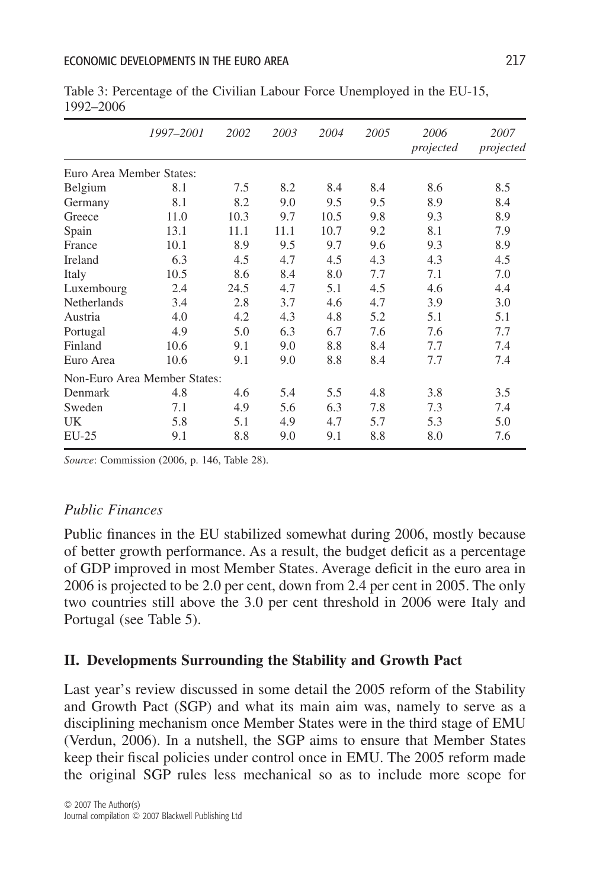Table 3: Percentage of the Civilian Labour Force Unemployed in the EU-15, 1992–2006

| | *1997–2001* | *2002* | *2003* | *2004* | *2005* | *2006 projected* | *2007 projected* |
|---|---|---|---|---|---|---|---|
| Euro Area Member States: | | | | | | | |
| Belgium | 8.1 | 7.5 | 8.2 | 8.4 | 8.4 | 8.6 | 8.5 |
| Germany | 8.1 | 8.2 | 9.0 | 9.5 | 9.5 | 8.9 | 8.4 |
| Greece | 11.0 | 10.3 | 9.7 | 10.5 | 9.8 | 9.3 | 8.9 |
| Spain | 13.1 | 11.1 | 11.1 | 10.7 | 9.2 | 8.1 | 7.9 |
| France | 10.1 | 8.9 | 9.5 | 9.7 | 9.6 | 9.3 | 8.9 |
| Ireland | 6.3 | 4.5 | 4.7 | 4.5 | 4.3 | 4.3 | 4.5 |
| Italy | 10.5 | 8.6 | 8.4 | 8.0 | 7.7 | 7.1 | 7.0 |
| Luxembourg | 2.4 | 24.5 | 4.7 | 5.1 | 4.5 | 4.6 | 4.4 |
| Netherlands | 3.4 | 2.8 | 3.7 | 4.6 | 4.7 | 3.9 | 3.0 |
| Austria | 4.0 | 4.2 | 4.3 | 4.8 | 5.2 | 5.1 | 5.1 |
| Portugal | 4.9 | 5.0 | 6.3 | 6.7 | 7.6 | 7.6 | 7.7 |
| Finland | 10.6 | 9.1 | 9.0 | 8.8 | 8.4 | 7.7 | 7.4 |
| Euro Area | 10.6 | 9.1 | 9.0 | 8.8 | 8.4 | 7.7 | 7.4 |
| Non-Euro Area Member States: | | | | | | | |
| Denmark | 4.8 | 4.6 | 5.4 | 5.5 | 4.8 | 3.8 | 3.5 |
| Sweden | 7.1 | 4.9 | 5.6 | 6.3 | 7.8 | 7.3 | 7.4 |
| UK | 5.8 | 5.1 | 4.9 | 4.7 | 5.7 | 5.3 | 5.0 |
| EU-25 | 9.1 | 8.8 | 9.0 | 9.1 | 8.8 | 8.0 | 7.6 |

*Source*: Commission (2006, p. 146, Table 28).

### *Public Finances*

Public finances in the EU stabilized somewhat during 2006, mostly because of better growth performance. As a result, the budget deficit as a percentage of GDP improved in most Member States. Average deficit in the euro area in 2006 is projected to be 2.0 per cent, down from 2.4 per cent in 2005. The only two countries still above the 3.0 per cent threshold in 2006 were Italy and Portugal (see Table 5).

## II. Developments Surrounding the Stability and Growth Pact

Last year's review discussed in some detail the 2005 reform of the Stability and Growth Pact (SGP) and what its main aim was, namely to serve as a disciplining mechanism once Member States were in the third stage of EMU (Verdun, 2006). In a nutshell, the SGP aims to ensure that Member States keep their fiscal policies under control once in EMU. The 2005 reform made the original SGP rules less mechanical so as to include more scope for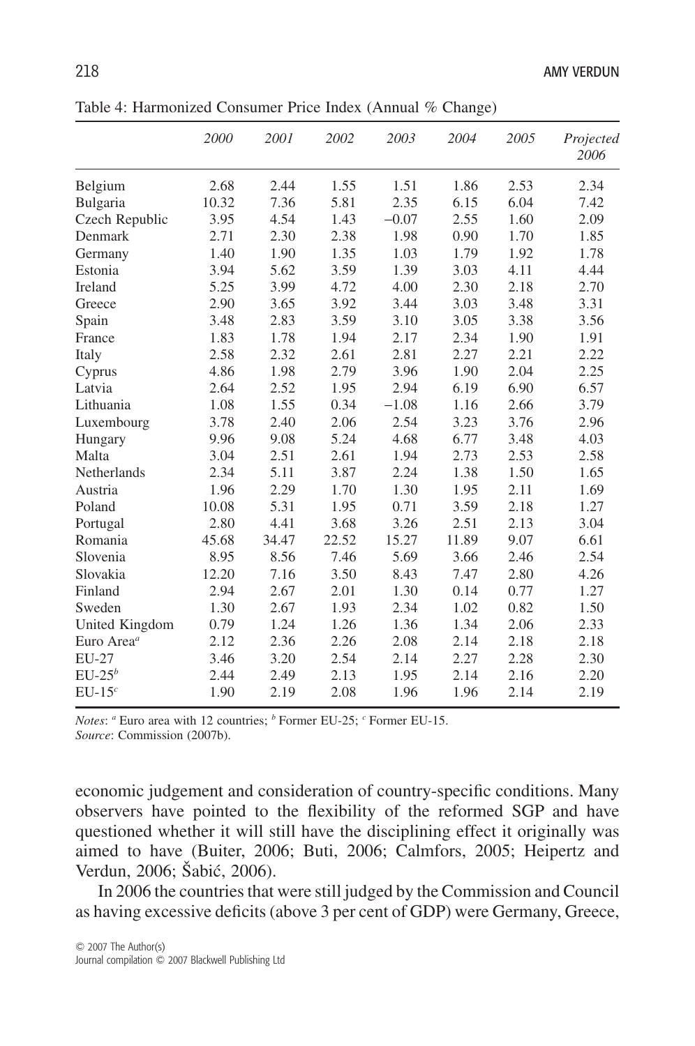Table 4: Harmonized Consumer Price Index (Annual % Change)

| | *2000* | *2001* | *2002* | *2003* | *2004* | *2005* | *Projected 2006* |
|---|---|---|---|---|---|---|---|
| Belgium | 2.68 | 2.44 | 1.55 | 1.51 | 1.86 | 2.53 | 2.34 |
| Bulgaria | 10.32 | 7.36 | 5.81 | 2.35 | 6.15 | 6.04 | 7.42 |
| Czech Republic | 3.95 | 4.54 | 1.43 | −0.07 | 2.55 | 1.60 | 2.09 |
| Denmark | 2.71 | 2.30 | 2.38 | 1.98 | 0.90 | 1.70 | 1.85 |
| Germany | 1.40 | 1.90 | 1.35 | 1.03 | 1.79 | 1.92 | 1.78 |
| Estonia | 3.94 | 5.62 | 3.59 | 1.39 | 3.03 | 4.11 | 4.44 |
| Ireland | 5.25 | 3.99 | 4.72 | 4.00 | 2.30 | 2.18 | 2.70 |
| Greece | 2.90 | 3.65 | 3.92 | 3.44 | 3.03 | 3.48 | 3.31 |
| Spain | 3.48 | 2.83 | 3.59 | 3.10 | 3.05 | 3.38 | 3.56 |
| France | 1.83 | 1.78 | 1.94 | 2.17 | 2.34 | 1.90 | 1.91 |
| Italy | 2.58 | 2.32 | 2.61 | 2.81 | 2.27 | 2.21 | 2.22 |
| Cyprus | 4.86 | 1.98 | 2.79 | 3.96 | 1.90 | 2.04 | 2.25 |
| Latvia | 2.64 | 2.52 | 1.95 | 2.94 | 6.19 | 6.90 | 6.57 |
| Lithuania | 1.08 | 1.55 | 0.34 | −1.08 | 1.16 | 2.66 | 3.79 |
| Luxembourg | 3.78 | 2.40 | 2.06 | 2.54 | 3.23 | 3.76 | 2.96 |
| Hungary | 9.96 | 9.08 | 5.24 | 4.68 | 6.77 | 3.48 | 4.03 |
| Malta | 3.04 | 2.51 | 2.61 | 1.94 | 2.73 | 2.53 | 2.58 |
| Netherlands | 2.34 | 5.11 | 3.87 | 2.24 | 1.38 | 1.50 | 1.65 |
| Austria | 1.96 | 2.29 | 1.70 | 1.30 | 1.95 | 2.11 | 1.69 |
| Poland | 10.08 | 5.31 | 1.95 | 0.71 | 3.59 | 2.18 | 1.27 |
| Portugal | 2.80 | 4.41 | 3.68 | 3.26 | 2.51 | 2.13 | 3.04 |
| Romania | 45.68 | 34.47 | 22.52 | 15.27 | 11.89 | 9.07 | 6.61 |
| Slovenia | 8.95 | 8.56 | 7.46 | 5.69 | 3.66 | 2.46 | 2.54 |
| Slovakia | 12.20 | 7.16 | 3.50 | 8.43 | 7.47 | 2.80 | 4.26 |
| Finland | 2.94 | 2.67 | 2.01 | 1.30 | 0.14 | 0.77 | 1.27 |
| Sweden | 1.30 | 2.67 | 1.93 | 2.34 | 1.02 | 0.82 | 1.50 |
| United Kingdom | 0.79 | 1.24 | 1.26 | 1.36 | 1.34 | 2.06 | 2.33 |
| Euro Area[a] | 2.12 | 2.36 | 2.26 | 2.08 | 2.14 | 2.18 | 2.18 |
| EU-27 | 3.46 | 3.20 | 2.54 | 2.14 | 2.27 | 2.28 | 2.30 |
| EU-25[b] | 2.44 | 2.49 | 2.13 | 1.95 | 2.14 | 2.16 | 2.20 |
| EU-15[c] | 1.90 | 2.19 | 2.08 | 1.96 | 1.96 | 2.14 | 2.19 |

*Notes*: [a] Euro area with 12 countries; [b] Former EU-25; [c] Former EU-15.
*Source*: Commission (2007b).

economic judgement and consideration of country-specific conditions. Many observers have pointed to the flexibility of the reformed SGP and have questioned whether it will still have the disciplining effect it originally was aimed to have (Buiter, 2006; Buti, 2006; Calmfors, 2005; Heipertz and Verdun, 2006; Šabić, 2006).

In 2006 the countries that were still judged by the Commission and Council as having excessive deficits (above 3 per cent of GDP) were Germany, Greece,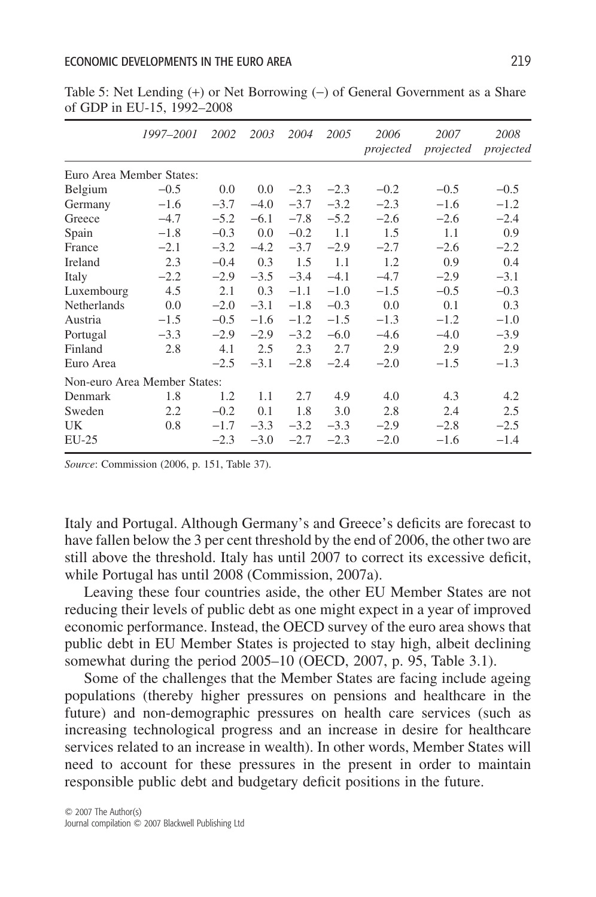Table 5: Net Lending (+) or Net Borrowing (−) of General Government as a Share of GDP in EU-15, 1992–2008

| | *1997–2001* | *2002* | *2003* | *2004* | *2005* | *2006 projected* | *2007 projected* | *2008 projected* |
|---|---|---|---|---|---|---|---|---|
| Euro Area Member States: | | | | | | | | |
| Belgium | −0.5 | 0.0 | 0.0 | −2.3 | −2.3 | −0.2 | −0.5 | −0.5 |
| Germany | −1.6 | −3.7 | −4.0 | −3.7 | −3.2 | −2.3 | −1.6 | −1.2 |
| Greece | −4.7 | −5.2 | −6.1 | −7.8 | −5.2 | −2.6 | −2.6 | −2.4 |
| Spain | −1.8 | −0.3 | 0.0 | −0.2 | 1.1 | 1.5 | 1.1 | 0.9 |
| France | −2.1 | −3.2 | −4.2 | −3.7 | −2.9 | −2.7 | −2.6 | −2.2 |
| Ireland | 2.3 | −0.4 | 0.3 | 1.5 | 1.1 | 1.2 | 0.9 | 0.4 |
| Italy | −2.2 | −2.9 | −3.5 | −3.4 | −4.1 | −4.7 | −2.9 | −3.1 |
| Luxembourg | 4.5 | 2.1 | 0.3 | −1.1 | −1.0 | −1.5 | −0.5 | −0.3 |
| Netherlands | 0.0 | −2.0 | −3.1 | −1.8 | −0.3 | 0.0 | 0.1 | 0.3 |
| Austria | −1.5 | −0.5 | −1.6 | −1.2 | −1.5 | −1.3 | −1.2 | −1.0 |
| Portugal | −3.3 | −2.9 | −2.9 | −3.2 | −6.0 | −4.6 | −4.0 | −3.9 |
| Finland | 2.8 | 4.1 | 2.5 | 2.3 | 2.7 | 2.9 | 2.9 | 2.9 |
| Euro Area | | −2.5 | −3.1 | −2.8 | −2.4 | −2.0 | −1.5 | −1.3 |
| Non-euro Area Member States: | | | | | | | | |
| Denmark | 1.8 | 1.2 | 1.1 | 2.7 | 4.9 | 4.0 | 4.3 | 4.2 |
| Sweden | 2.2 | −0.2 | 0.1 | 1.8 | 3.0 | 2.8 | 2.4 | 2.5 |
| UK | 0.8 | −1.7 | −3.3 | −3.2 | −3.3 | −2.9 | −2.8 | −2.5 |
| EU-25 | | −2.3 | −3.0 | −2.7 | −2.3 | −2.0 | −1.6 | −1.4 |

*Source*: Commission (2006, p. 151, Table 37).

Italy and Portugal. Although Germany's and Greece's deficits are forecast to have fallen below the 3 per cent threshold by the end of 2006, the other two are still above the threshold. Italy has until 2007 to correct its excessive deficit, while Portugal has until 2008 (Commission, 2007a).

Leaving these four countries aside, the other EU Member States are not reducing their levels of public debt as one might expect in a year of improved economic performance. Instead, the OECD survey of the euro area shows that public debt in EU Member States is projected to stay high, albeit declining somewhat during the period 2005–10 (OECD, 2007, p. 95, Table 3.1).

Some of the challenges that the Member States are facing include ageing populations (thereby higher pressures on pensions and healthcare in the future) and non-demographic pressures on health care services (such as increasing technological progress and an increase in desire for healthcare services related to an increase in wealth). In other words, Member States will need to account for these pressures in the present in order to maintain responsible public debt and budgetary deficit positions in the future.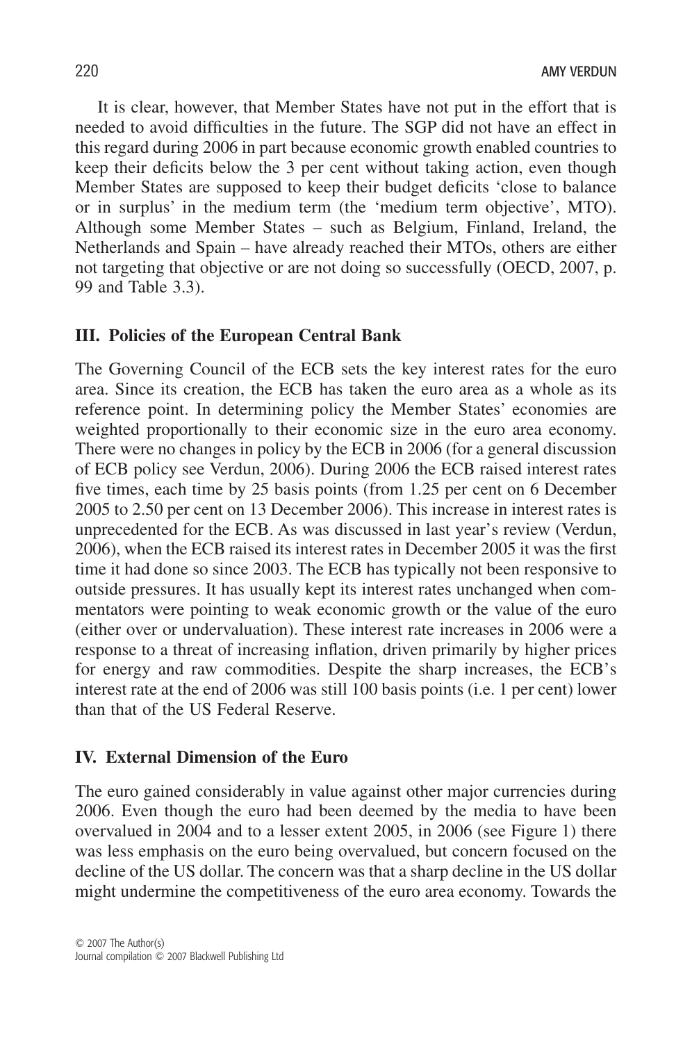It is clear, however, that Member States have not put in the effort that is needed to avoid difficulties in the future. The SGP did not have an effect in this regard during 2006 in part because economic growth enabled countries to keep their deficits below the 3 per cent without taking action, even though Member States are supposed to keep their budget deficits 'close to balance or in surplus' in the medium term (the 'medium term objective', MTO). Although some Member States – such as Belgium, Finland, Ireland, the Netherlands and Spain – have already reached their MTOs, others are either not targeting that objective or are not doing so successfully (OECD, 2007, p. 99 and Table 3.3).

## III. Policies of the European Central Bank

The Governing Council of the ECB sets the key interest rates for the euro area. Since its creation, the ECB has taken the euro area as a whole as its reference point. In determining policy the Member States' economies are weighted proportionally to their economic size in the euro area economy. There were no changes in policy by the ECB in 2006 (for a general discussion of ECB policy see Verdun, 2006). During 2006 the ECB raised interest rates five times, each time by 25 basis points (from 1.25 per cent on 6 December 2005 to 2.50 per cent on 13 December 2006). This increase in interest rates is unprecedented for the ECB. As was discussed in last year's review (Verdun, 2006), when the ECB raised its interest rates in December 2005 it was the first time it had done so since 2003. The ECB has typically not been responsive to outside pressures. It has usually kept its interest rates unchanged when commentators were pointing to weak economic growth or the value of the euro (either over or undervaluation). These interest rate increases in 2006 were a response to a threat of increasing inflation, driven primarily by higher prices for energy and raw commodities. Despite the sharp increases, the ECB's interest rate at the end of 2006 was still 100 basis points (i.e. 1 per cent) lower than that of the US Federal Reserve.

## IV. External Dimension of the Euro

The euro gained considerably in value against other major currencies during 2006. Even though the euro had been deemed by the media to have been overvalued in 2004 and to a lesser extent 2005, in 2006 (see Figure 1) there was less emphasis on the euro being overvalued, but concern focused on the decline of the US dollar. The concern was that a sharp decline in the US dollar might undermine the competitiveness of the euro area economy. Towards the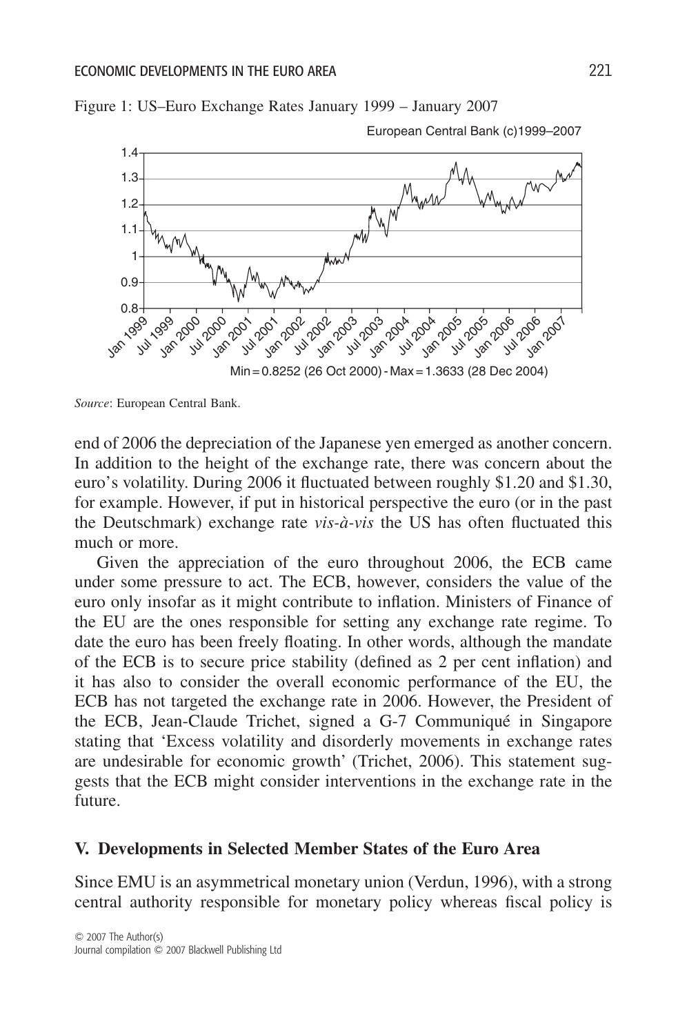Figure 1: US–Euro Exchange Rates January 1999 – January 2007

*Source*: European Central Bank.

end of 2006 the depreciation of the Japanese yen emerged as another concern. In addition to the height of the exchange rate, there was concern about the euro's volatility. During 2006 it fluctuated between roughly \$1.20 and \$1.30, for example. However, if put in historical perspective the euro (or in the past the Deutschmark) exchange rate *vis-à-vis* the US has often fluctuated this much or more.

Given the appreciation of the euro throughout 2006, the ECB came under some pressure to act. The ECB, however, considers the value of the euro only insofar as it might contribute to inflation. Ministers of Finance of the EU are the ones responsible for setting any exchange rate regime. To date the euro has been freely floating. In other words, although the mandate of the ECB is to secure price stability (defined as 2 per cent inflation) and it has also to consider the overall economic performance of the EU, the ECB has not targeted the exchange rate in 2006. However, the President of the ECB, Jean-Claude Trichet, signed a G-7 Communiqué in Singapore stating that 'Excess volatility and disorderly movements in exchange rates are undesirable for economic growth' (Trichet, 2006). This statement suggests that the ECB might consider interventions in the exchange rate in the future.

## V. Developments in Selected Member States of the Euro Area

Since EMU is an asymmetrical monetary union (Verdun, 1996), with a strong central authority responsible for monetary policy whereas fiscal policy is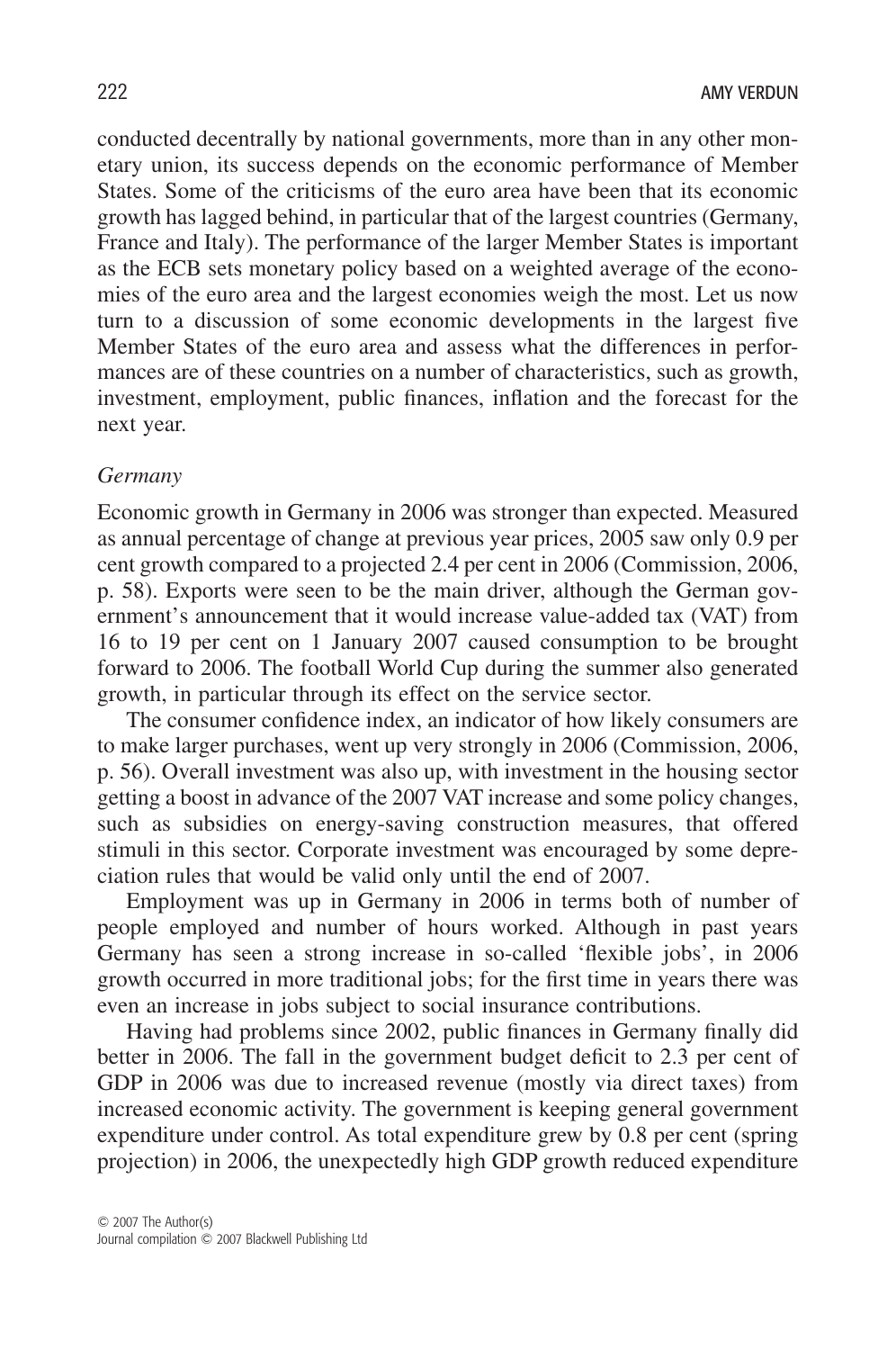conducted decentrally by national governments, more than in any other monetary union, its success depends on the economic performance of Member States. Some of the criticisms of the euro area have been that its economic growth has lagged behind, in particular that of the largest countries (Germany, France and Italy). The performance of the larger Member States is important as the ECB sets monetary policy based on a weighted average of the economies of the euro area and the largest economies weigh the most. Let us now turn to a discussion of some economic developments in the largest five Member States of the euro area and assess what the differences in performances are of these countries on a number of characteristics, such as growth, investment, employment, public finances, inflation and the forecast for the next year.

*Germany*

Economic growth in Germany in 2006 was stronger than expected. Measured as annual percentage of change at previous year prices, 2005 saw only 0.9 per cent growth compared to a projected 2.4 per cent in 2006 (Commission, 2006, p. 58). Exports were seen to be the main driver, although the German government's announcement that it would increase value-added tax (VAT) from 16 to 19 per cent on 1 January 2007 caused consumption to be brought forward to 2006. The football World Cup during the summer also generated growth, in particular through its effect on the service sector.

The consumer confidence index, an indicator of how likely consumers are to make larger purchases, went up very strongly in 2006 (Commission, 2006, p. 56). Overall investment was also up, with investment in the housing sector getting a boost in advance of the 2007 VAT increase and some policy changes, such as subsidies on energy-saving construction measures, that offered stimuli in this sector. Corporate investment was encouraged by some depreciation rules that would be valid only until the end of 2007.

Employment was up in Germany in 2006 in terms both of number of people employed and number of hours worked. Although in past years Germany has seen a strong increase in so-called 'flexible jobs', in 2006 growth occurred in more traditional jobs; for the first time in years there was even an increase in jobs subject to social insurance contributions.

Having had problems since 2002, public finances in Germany finally did better in 2006. The fall in the government budget deficit to 2.3 per cent of GDP in 2006 was due to increased revenue (mostly via direct taxes) from increased economic activity. The government is keeping general government expenditure under control. As total expenditure grew by 0.8 per cent (spring projection) in 2006, the unexpectedly high GDP growth reduced expenditure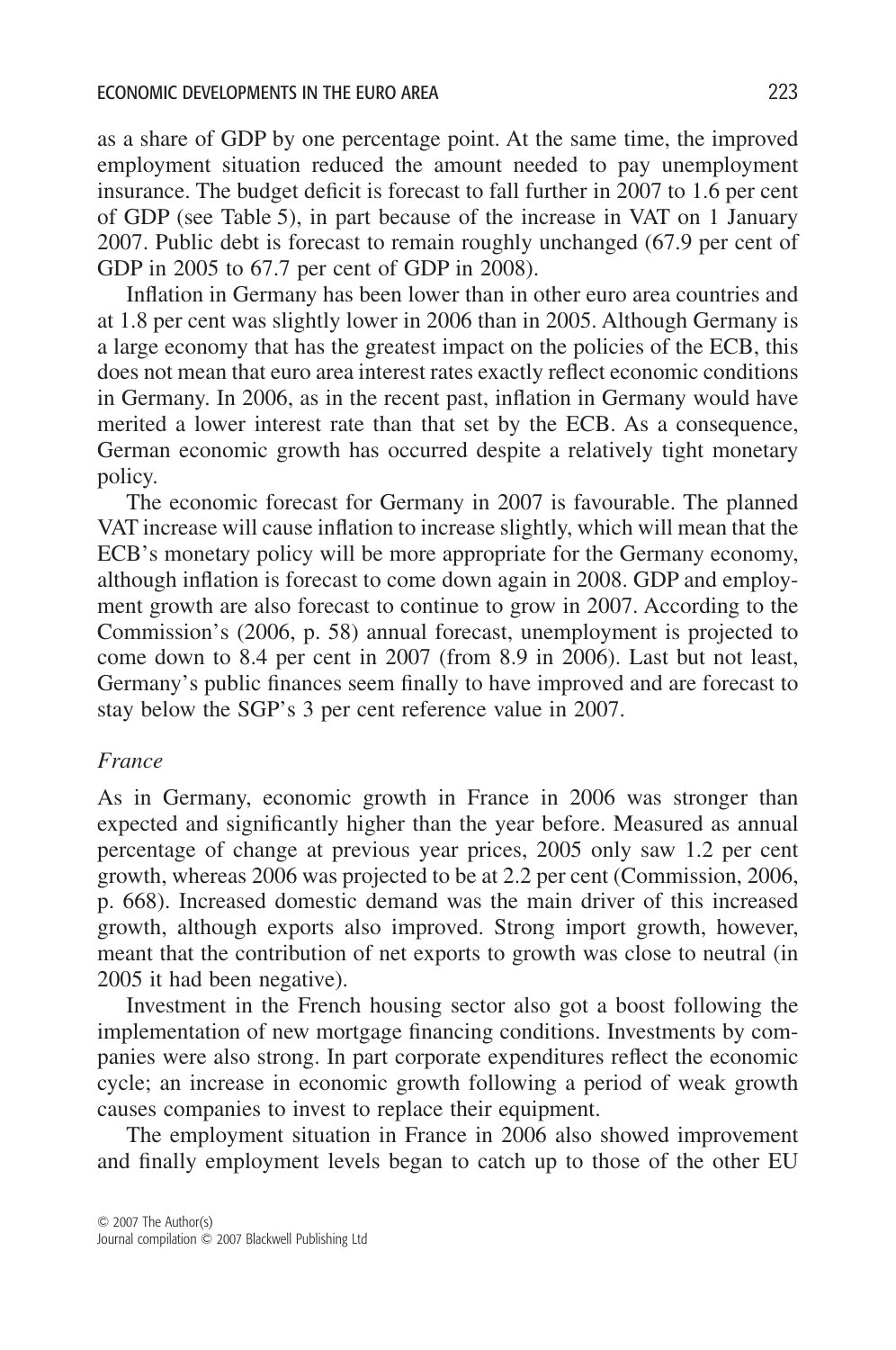as a share of GDP by one percentage point. At the same time, the improved employment situation reduced the amount needed to pay unemployment insurance. The budget deficit is forecast to fall further in 2007 to 1.6 per cent of GDP (see Table 5), in part because of the increase in VAT on 1 January 2007. Public debt is forecast to remain roughly unchanged (67.9 per cent of GDP in 2005 to 67.7 per cent of GDP in 2008).

Inflation in Germany has been lower than in other euro area countries and at 1.8 per cent was slightly lower in 2006 than in 2005. Although Germany is a large economy that has the greatest impact on the policies of the ECB, this does not mean that euro area interest rates exactly reflect economic conditions in Germany. In 2006, as in the recent past, inflation in Germany would have merited a lower interest rate than that set by the ECB. As a consequence, German economic growth has occurred despite a relatively tight monetary policy.

The economic forecast for Germany in 2007 is favourable. The planned VAT increase will cause inflation to increase slightly, which will mean that the ECB's monetary policy will be more appropriate for the Germany economy, although inflation is forecast to come down again in 2008. GDP and employment growth are also forecast to continue to grow in 2007. According to the Commission's (2006, p. 58) annual forecast, unemployment is projected to come down to 8.4 per cent in 2007 (from 8.9 in 2006). Last but not least, Germany's public finances seem finally to have improved and are forecast to stay below the SGP's 3 per cent reference value in 2007.

### *France*

As in Germany, economic growth in France in 2006 was stronger than expected and significantly higher than the year before. Measured as annual percentage of change at previous year prices, 2005 only saw 1.2 per cent growth, whereas 2006 was projected to be at 2.2 per cent (Commission, 2006, p. 668). Increased domestic demand was the main driver of this increased growth, although exports also improved. Strong import growth, however, meant that the contribution of net exports to growth was close to neutral (in 2005 it had been negative).

Investment in the French housing sector also got a boost following the implementation of new mortgage financing conditions. Investments by companies were also strong. In part corporate expenditures reflect the economic cycle; an increase in economic growth following a period of weak growth causes companies to invest to replace their equipment.

The employment situation in France in 2006 also showed improvement and finally employment levels began to catch up to those of the other EU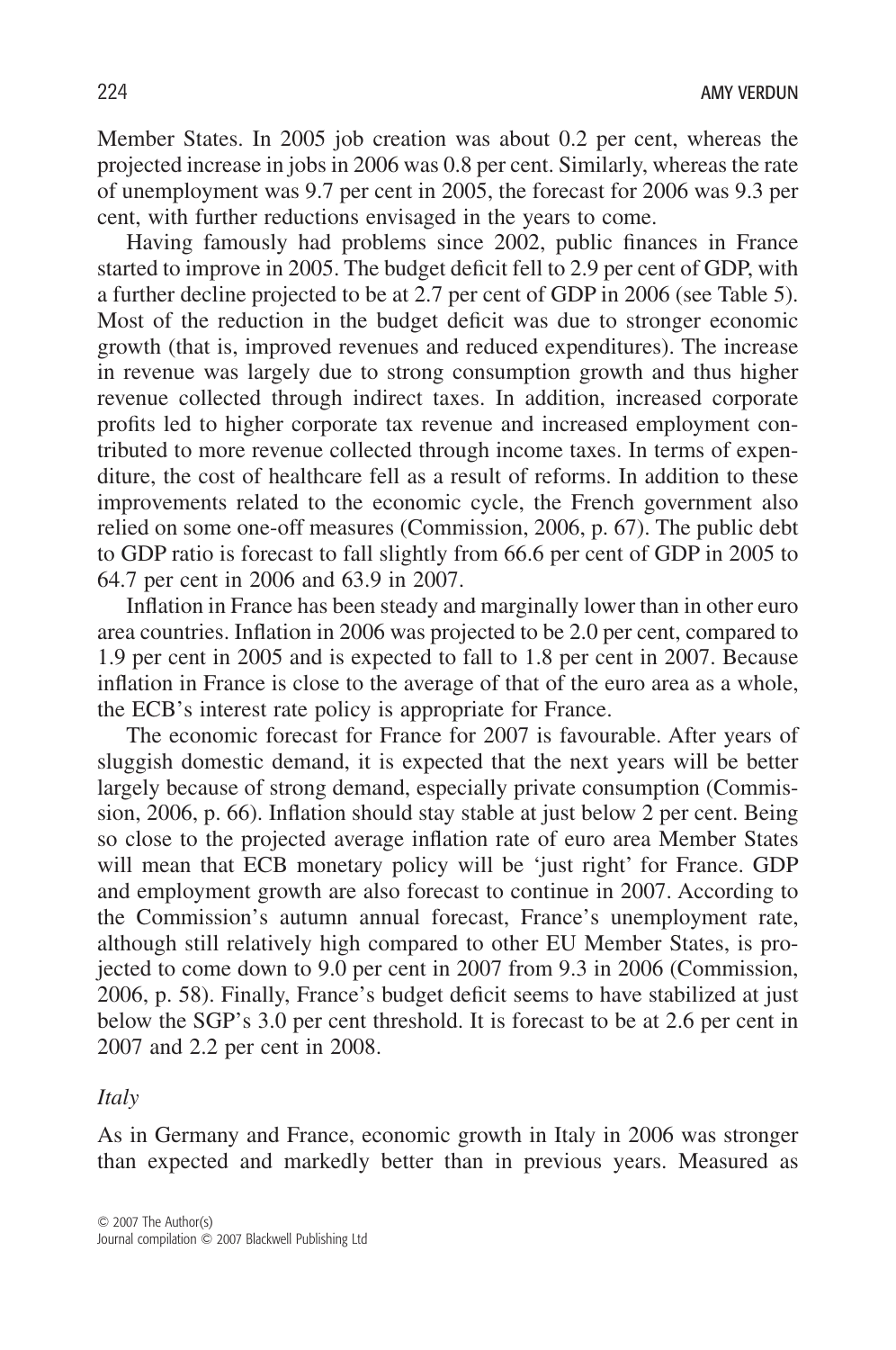Member States. In 2005 job creation was about 0.2 per cent, whereas the projected increase in jobs in 2006 was 0.8 per cent. Similarly, whereas the rate of unemployment was 9.7 per cent in 2005, the forecast for 2006 was 9.3 per cent, with further reductions envisaged in the years to come.

Having famously had problems since 2002, public finances in France started to improve in 2005. The budget deficit fell to 2.9 per cent of GDP, with a further decline projected to be at 2.7 per cent of GDP in 2006 (see Table 5). Most of the reduction in the budget deficit was due to stronger economic growth (that is, improved revenues and reduced expenditures). The increase in revenue was largely due to strong consumption growth and thus higher revenue collected through indirect taxes. In addition, increased corporate profits led to higher corporate tax revenue and increased employment contributed to more revenue collected through income taxes. In terms of expenditure, the cost of healthcare fell as a result of reforms. In addition to these improvements related to the economic cycle, the French government also relied on some one-off measures (Commission, 2006, p. 67). The public debt to GDP ratio is forecast to fall slightly from 66.6 per cent of GDP in 2005 to 64.7 per cent in 2006 and 63.9 in 2007.

Inflation in France has been steady and marginally lower than in other euro area countries. Inflation in 2006 was projected to be 2.0 per cent, compared to 1.9 per cent in 2005 and is expected to fall to 1.8 per cent in 2007. Because inflation in France is close to the average of that of the euro area as a whole, the ECB's interest rate policy is appropriate for France.

The economic forecast for France for 2007 is favourable. After years of sluggish domestic demand, it is expected that the next years will be better largely because of strong demand, especially private consumption (Commission, 2006, p. 66). Inflation should stay stable at just below 2 per cent. Being so close to the projected average inflation rate of euro area Member States will mean that ECB monetary policy will be 'just right' for France. GDP and employment growth are also forecast to continue in 2007. According to the Commission's autumn annual forecast, France's unemployment rate, although still relatively high compared to other EU Member States, is projected to come down to 9.0 per cent in 2007 from 9.3 in 2006 (Commission, 2006, p. 58). Finally, France's budget deficit seems to have stabilized at just below the SGP's 3.0 per cent threshold. It is forecast to be at 2.6 per cent in 2007 and 2.2 per cent in 2008.

*Italy*

As in Germany and France, economic growth in Italy in 2006 was stronger than expected and markedly better than in previous years. Measured as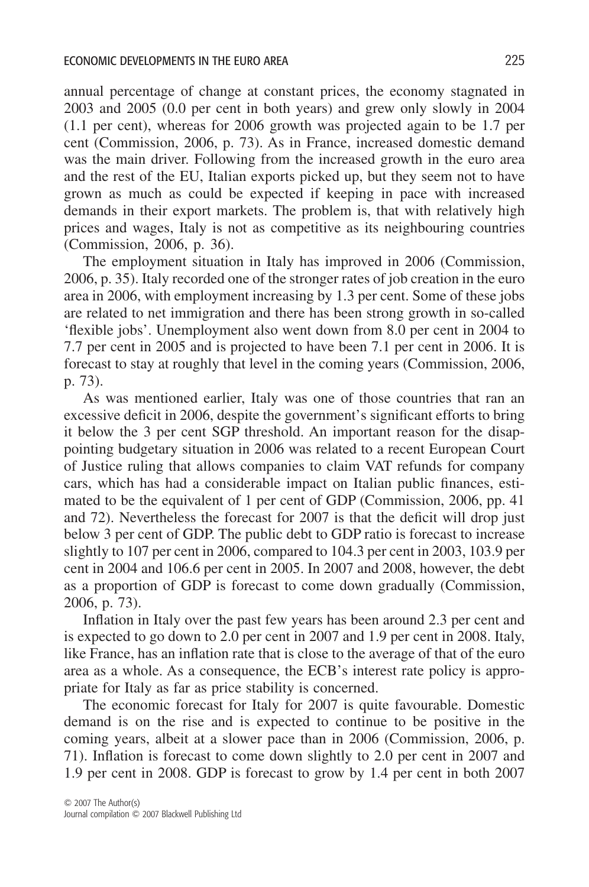annual percentage of change at constant prices, the economy stagnated in 2003 and 2005 (0.0 per cent in both years) and grew only slowly in 2004 (1.1 per cent), whereas for 2006 growth was projected again to be 1.7 per cent (Commission, 2006, p. 73). As in France, increased domestic demand was the main driver. Following from the increased growth in the euro area and the rest of the EU, Italian exports picked up, but they seem not to have grown as much as could be expected if keeping in pace with increased demands in their export markets. The problem is, that with relatively high prices and wages, Italy is not as competitive as its neighbouring countries (Commission, 2006, p. 36).

The employment situation in Italy has improved in 2006 (Commission, 2006, p. 35). Italy recorded one of the stronger rates of job creation in the euro area in 2006, with employment increasing by 1.3 per cent. Some of these jobs are related to net immigration and there has been strong growth in so-called 'flexible jobs'. Unemployment also went down from 8.0 per cent in 2004 to 7.7 per cent in 2005 and is projected to have been 7.1 per cent in 2006. It is forecast to stay at roughly that level in the coming years (Commission, 2006, p. 73).

As was mentioned earlier, Italy was one of those countries that ran an excessive deficit in 2006, despite the government's significant efforts to bring it below the 3 per cent SGP threshold. An important reason for the disappointing budgetary situation in 2006 was related to a recent European Court of Justice ruling that allows companies to claim VAT refunds for company cars, which has had a considerable impact on Italian public finances, estimated to be the equivalent of 1 per cent of GDP (Commission, 2006, pp. 41 and 72). Nevertheless the forecast for 2007 is that the deficit will drop just below 3 per cent of GDP. The public debt to GDP ratio is forecast to increase slightly to 107 per cent in 2006, compared to 104.3 per cent in 2003, 103.9 per cent in 2004 and 106.6 per cent in 2005. In 2007 and 2008, however, the debt as a proportion of GDP is forecast to come down gradually (Commission, 2006, p. 73).

Inflation in Italy over the past few years has been around 2.3 per cent and is expected to go down to 2.0 per cent in 2007 and 1.9 per cent in 2008. Italy, like France, has an inflation rate that is close to the average of that of the euro area as a whole. As a consequence, the ECB's interest rate policy is appropriate for Italy as far as price stability is concerned.

The economic forecast for Italy for 2007 is quite favourable. Domestic demand is on the rise and is expected to continue to be positive in the coming years, albeit at a slower pace than in 2006 (Commission, 2006, p. 71). Inflation is forecast to come down slightly to 2.0 per cent in 2007 and 1.9 per cent in 2008. GDP is forecast to grow by 1.4 per cent in both 2007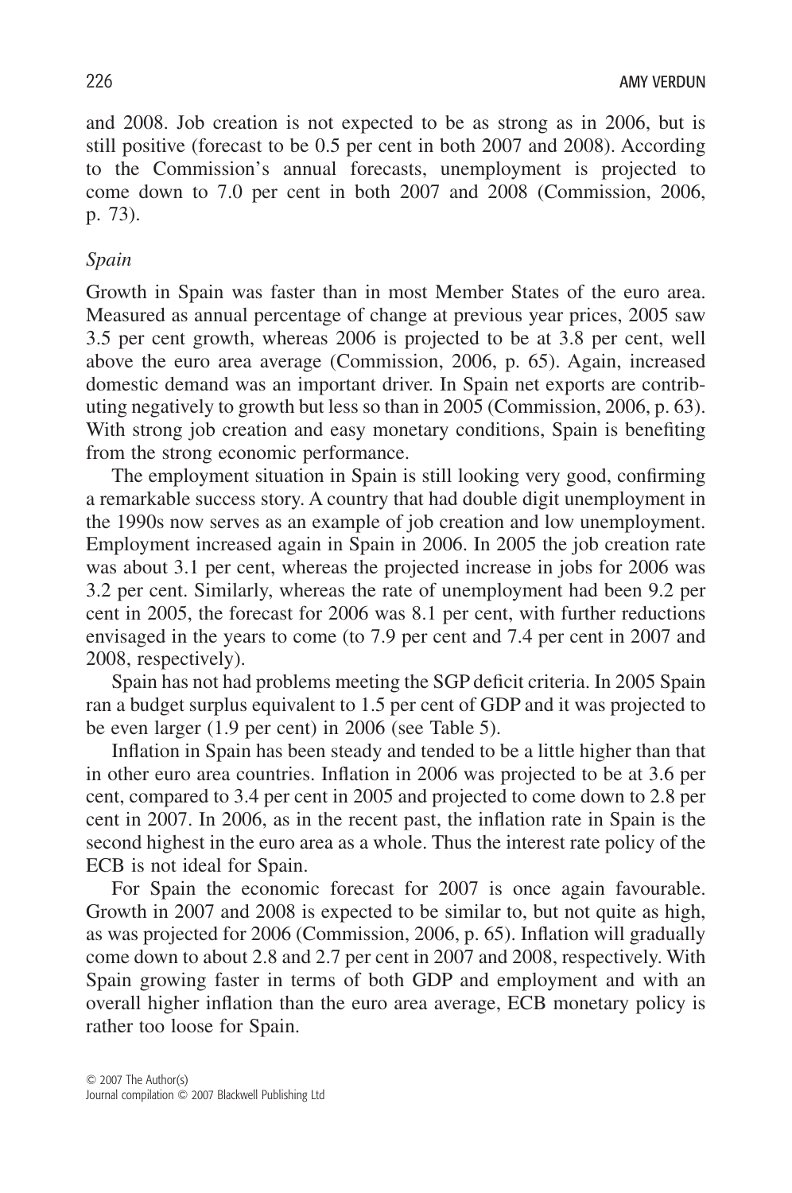and 2008. Job creation is not expected to be as strong as in 2006, but is still positive (forecast to be 0.5 per cent in both 2007 and 2008). According to the Commission's annual forecasts, unemployment is projected to come down to 7.0 per cent in both 2007 and 2008 (Commission, 2006, p. 73).

*Spain*

Growth in Spain was faster than in most Member States of the euro area. Measured as annual percentage of change at previous year prices, 2005 saw 3.5 per cent growth, whereas 2006 is projected to be at 3.8 per cent, well above the euro area average (Commission, 2006, p. 65). Again, increased domestic demand was an important driver. In Spain net exports are contributing negatively to growth but less so than in 2005 (Commission, 2006, p. 63). With strong job creation and easy monetary conditions, Spain is benefiting from the strong economic performance.

The employment situation in Spain is still looking very good, confirming a remarkable success story. A country that had double digit unemployment in the 1990s now serves as an example of job creation and low unemployment. Employment increased again in Spain in 2006. In 2005 the job creation rate was about 3.1 per cent, whereas the projected increase in jobs for 2006 was 3.2 per cent. Similarly, whereas the rate of unemployment had been 9.2 per cent in 2005, the forecast for 2006 was 8.1 per cent, with further reductions envisaged in the years to come (to 7.9 per cent and 7.4 per cent in 2007 and 2008, respectively).

Spain has not had problems meeting the SGP deficit criteria. In 2005 Spain ran a budget surplus equivalent to 1.5 per cent of GDP and it was projected to be even larger (1.9 per cent) in 2006 (see Table 5).

Inflation in Spain has been steady and tended to be a little higher than that in other euro area countries. Inflation in 2006 was projected to be at 3.6 per cent, compared to 3.4 per cent in 2005 and projected to come down to 2.8 per cent in 2007. In 2006, as in the recent past, the inflation rate in Spain is the second highest in the euro area as a whole. Thus the interest rate policy of the ECB is not ideal for Spain.

For Spain the economic forecast for 2007 is once again favourable. Growth in 2007 and 2008 is expected to be similar to, but not quite as high, as was projected for 2006 (Commission, 2006, p. 65). Inflation will gradually come down to about 2.8 and 2.7 per cent in 2007 and 2008, respectively. With Spain growing faster in terms of both GDP and employment and with an overall higher inflation than the euro area average, ECB monetary policy is rather too loose for Spain.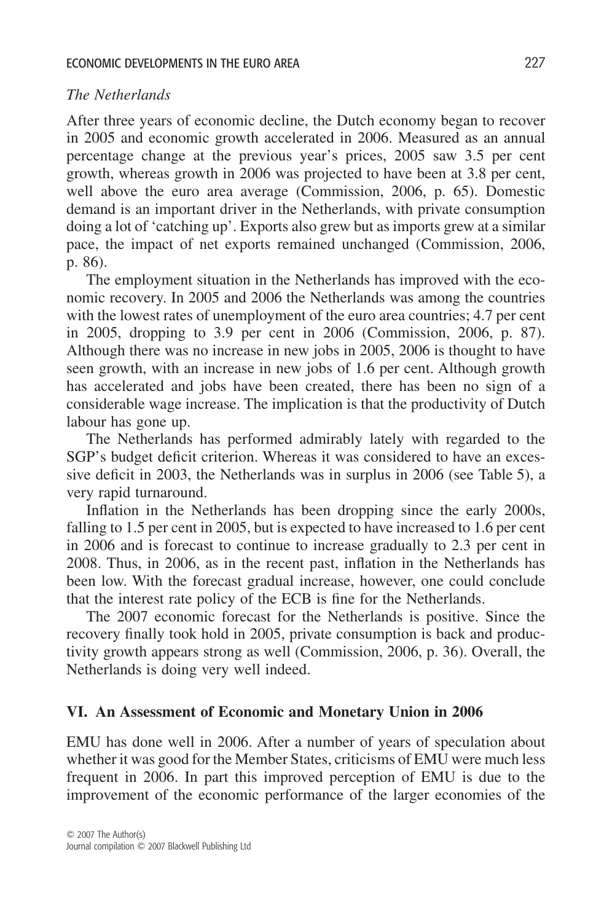*The Netherlands*

After three years of economic decline, the Dutch economy began to recover in 2005 and economic growth accelerated in 2006. Measured as an annual percentage change at the previous year's prices, 2005 saw 3.5 per cent growth, whereas growth in 2006 was projected to have been at 3.8 per cent, well above the euro area average (Commission, 2006, p. 65). Domestic demand is an important driver in the Netherlands, with private consumption doing a lot of 'catching up'. Exports also grew but as imports grew at a similar pace, the impact of net exports remained unchanged (Commission, 2006, p. 86).

The employment situation in the Netherlands has improved with the economic recovery. In 2005 and 2006 the Netherlands was among the countries with the lowest rates of unemployment of the euro area countries; 4.7 per cent in 2005, dropping to 3.9 per cent in 2006 (Commission, 2006, p. 87). Although there was no increase in new jobs in 2005, 2006 is thought to have seen growth, with an increase in new jobs of 1.6 per cent. Although growth has accelerated and jobs have been created, there has been no sign of a considerable wage increase. The implication is that the productivity of Dutch labour has gone up.

The Netherlands has performed admirably lately with regarded to the SGP's budget deficit criterion. Whereas it was considered to have an excessive deficit in 2003, the Netherlands was in surplus in 2006 (see Table 5), a very rapid turnaround.

Inflation in the Netherlands has been dropping since the early 2000s, falling to 1.5 per cent in 2005, but is expected to have increased to 1.6 per cent in 2006 and is forecast to continue to increase gradually to 2.3 per cent in 2008. Thus, in 2006, as in the recent past, inflation in the Netherlands has been low. With the forecast gradual increase, however, one could conclude that the interest rate policy of the ECB is fine for the Netherlands.

The 2007 economic forecast for the Netherlands is positive. Since the recovery finally took hold in 2005, private consumption is back and productivity growth appears strong as well (Commission, 2006, p. 36). Overall, the Netherlands is doing very well indeed.

## VI. An Assessment of Economic and Monetary Union in 2006

EMU has done well in 2006. After a number of years of speculation about whether it was good for the Member States, criticisms of EMU were much less frequent in 2006. In part this improved perception of EMU is due to the improvement of the economic performance of the larger economies of the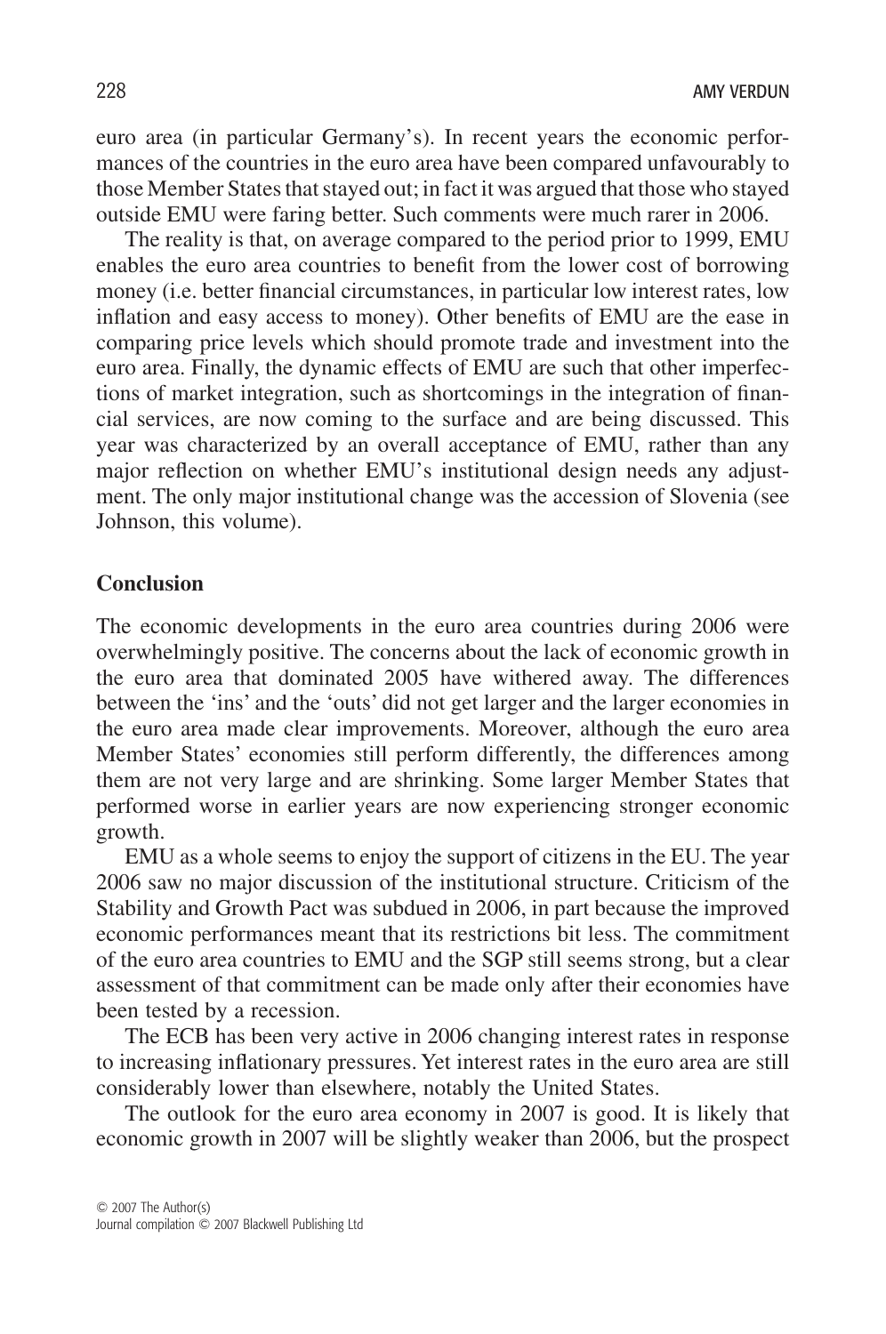euro area (in particular Germany's). In recent years the economic performances of the countries in the euro area have been compared unfavourably to those Member States that stayed out; in fact it was argued that those who stayed outside EMU were faring better. Such comments were much rarer in 2006.

The reality is that, on average compared to the period prior to 1999, EMU enables the euro area countries to benefit from the lower cost of borrowing money (i.e. better financial circumstances, in particular low interest rates, low inflation and easy access to money). Other benefits of EMU are the ease in comparing price levels which should promote trade and investment into the euro area. Finally, the dynamic effects of EMU are such that other imperfections of market integration, such as shortcomings in the integration of financial services, are now coming to the surface and are being discussed. This year was characterized by an overall acceptance of EMU, rather than any major reflection on whether EMU's institutional design needs any adjustment. The only major institutional change was the accession of Slovenia (see Johnson, this volume).

## Conclusion

The economic developments in the euro area countries during 2006 were overwhelmingly positive. The concerns about the lack of economic growth in the euro area that dominated 2005 have withered away. The differences between the 'ins' and the 'outs' did not get larger and the larger economies in the euro area made clear improvements. Moreover, although the euro area Member States' economies still perform differently, the differences among them are not very large and are shrinking. Some larger Member States that performed worse in earlier years are now experiencing stronger economic growth.

EMU as a whole seems to enjoy the support of citizens in the EU. The year 2006 saw no major discussion of the institutional structure. Criticism of the Stability and Growth Pact was subdued in 2006, in part because the improved economic performances meant that its restrictions bit less. The commitment of the euro area countries to EMU and the SGP still seems strong, but a clear assessment of that commitment can be made only after their economies have been tested by a recession.

The ECB has been very active in 2006 changing interest rates in response to increasing inflationary pressures. Yet interest rates in the euro area are still considerably lower than elsewhere, notably the United States.

The outlook for the euro area economy in 2007 is good. It is likely that economic growth in 2007 will be slightly weaker than 2006, but the prospect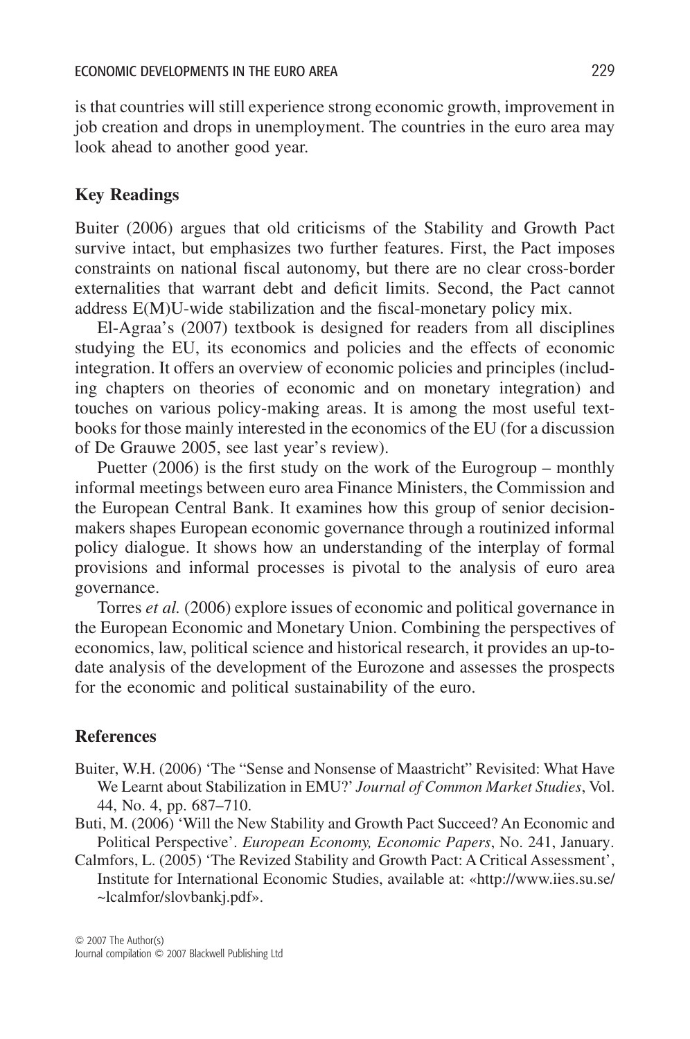is that countries will still experience strong economic growth, improvement in job creation and drops in unemployment. The countries in the euro area may look ahead to another good year.

## Key Readings

Buiter (2006) argues that old criticisms of the Stability and Growth Pact survive intact, but emphasizes two further features. First, the Pact imposes constraints on national fiscal autonomy, but there are no clear cross-border externalities that warrant debt and deficit limits. Second, the Pact cannot address E(M)U-wide stabilization and the fiscal-monetary policy mix.

El-Agraa's (2007) textbook is designed for readers from all disciplines studying the EU, its economics and policies and the effects of economic integration. It offers an overview of economic policies and principles (including chapters on theories of economic and on monetary integration) and touches on various policy-making areas. It is among the most useful textbooks for those mainly interested in the economics of the EU (for a discussion of De Grauwe 2005, see last year's review).

Puetter (2006) is the first study on the work of the Eurogroup – monthly informal meetings between euro area Finance Ministers, the Commission and the European Central Bank. It examines how this group of senior decision-makers shapes European economic governance through a routinized informal policy dialogue. It shows how an understanding of the interplay of formal provisions and informal processes is pivotal to the analysis of euro area governance.

Torres *et al.* (2006) explore issues of economic and political governance in the European Economic and Monetary Union. Combining the perspectives of economics, law, political science and historical research, it provides an up-to-date analysis of the development of the Eurozone and assesses the prospects for the economic and political sustainability of the euro.

## References

Buiter, W.H. (2006) 'The "Sense and Nonsense of Maastricht" Revisited: What Have We Learnt about Stabilization in EMU?' *Journal of Common Market Studies*, Vol. 44, No. 4, pp. 687–710.

Buti, M. (2006) 'Will the New Stability and Growth Pact Succeed? An Economic and Political Perspective'. *European Economy, Economic Papers*, No. 241, January.

Calmfors, L. (2005) 'The Revized Stability and Growth Pact: A Critical Assessment', Institute for International Economic Studies, available at: «http://www.iies.su.se/~lcalmfor/slovbankj.pdf».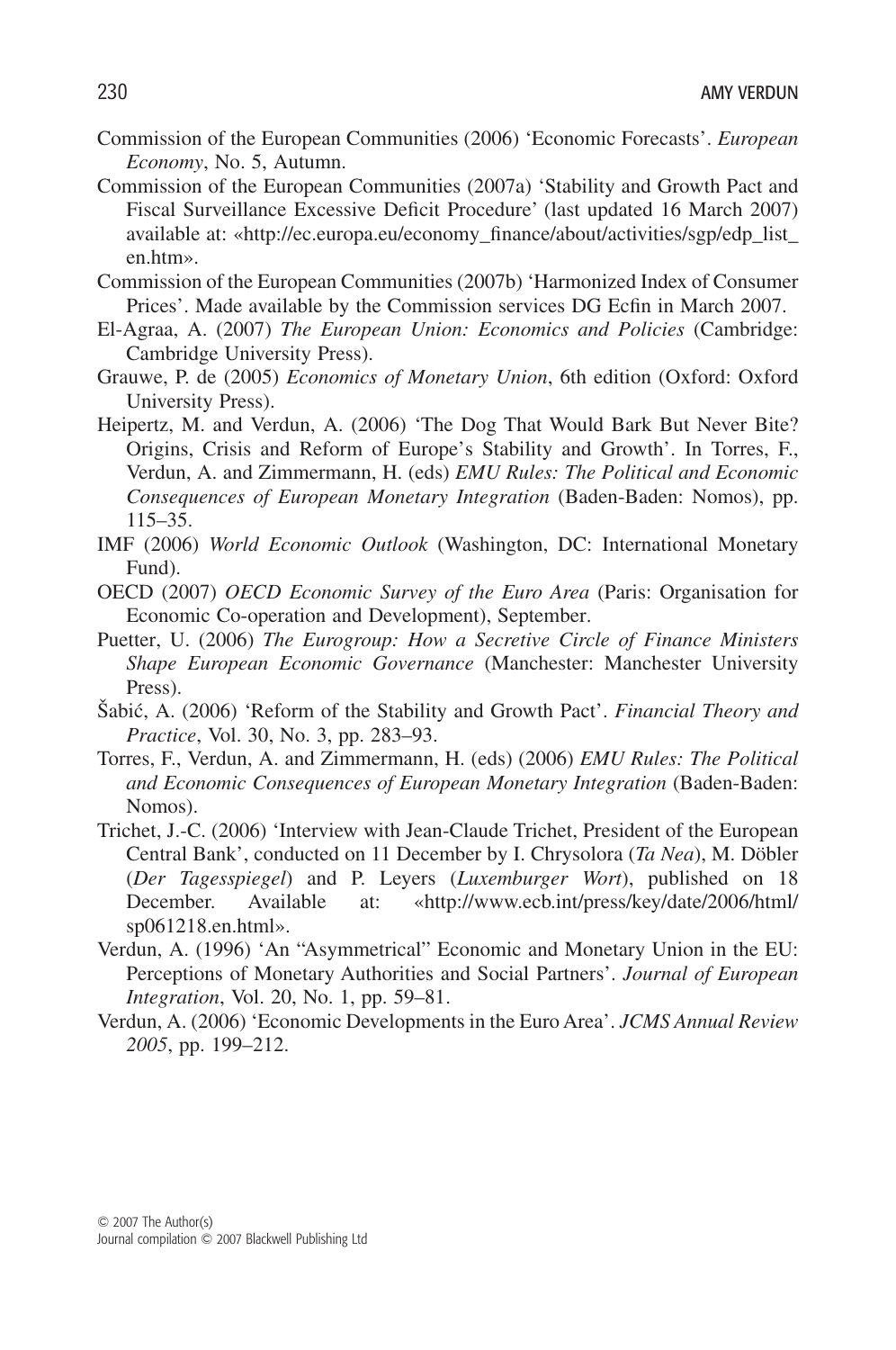Commission of the European Communities (2006) 'Economic Forecasts'. *European Economy*, No. 5, Autumn.

Commission of the European Communities (2007a) 'Stability and Growth Pact and Fiscal Surveillance Excessive Deficit Procedure' (last updated 16 March 2007) available at: «http://ec.europa.eu/economy_finance/about/activities/sgp/edp_list_en.htm».

Commission of the European Communities (2007b) 'Harmonized Index of Consumer Prices'. Made available by the Commission services DG Ecfin in March 2007.

El-Agraa, A. (2007) *The European Union: Economics and Policies* (Cambridge: Cambridge University Press).

Grauwe, P. de (2005) *Economics of Monetary Union*, 6th edition (Oxford: Oxford University Press).

Heipertz, M. and Verdun, A. (2006) 'The Dog That Would Bark But Never Bite? Origins, Crisis and Reform of Europe's Stability and Growth'. In Torres, F., Verdun, A. and Zimmermann, H. (eds) *EMU Rules: The Political and Economic Consequences of European Monetary Integration* (Baden-Baden: Nomos), pp. 115–35.

IMF (2006) *World Economic Outlook* (Washington, DC: International Monetary Fund).

OECD (2007) *OECD Economic Survey of the Euro Area* (Paris: Organisation for Economic Co-operation and Development), September.

Puetter, U. (2006) *The Eurogroup: How a Secretive Circle of Finance Ministers Shape European Economic Governance* (Manchester: Manchester University Press).

Šabić, A. (2006) 'Reform of the Stability and Growth Pact'. *Financial Theory and Practice*, Vol. 30, No. 3, pp. 283–93.

Torres, F., Verdun, A. and Zimmermann, H. (eds) (2006) *EMU Rules: The Political and Economic Consequences of European Monetary Integration* (Baden-Baden: Nomos).

Trichet, J.-C. (2006) 'Interview with Jean-Claude Trichet, President of the European Central Bank', conducted on 11 December by I. Chrysolora (*Ta Nea*), M. Döbler (*Der Tagesspiegel*) and P. Leyers (*Luxemburger Wort*), published on 18 December. Available at: «http://www.ecb.int/press/key/date/2006/html/sp061218.en.html».

Verdun, A. (1996) 'An "Asymmetrical" Economic and Monetary Union in the EU: Perceptions of Monetary Authorities and Social Partners'. *Journal of European Integration*, Vol. 20, No. 1, pp. 59–81.

Verdun, A. (2006) 'Economic Developments in the Euro Area'. *JCMS Annual Review 2005*, pp. 199–212.